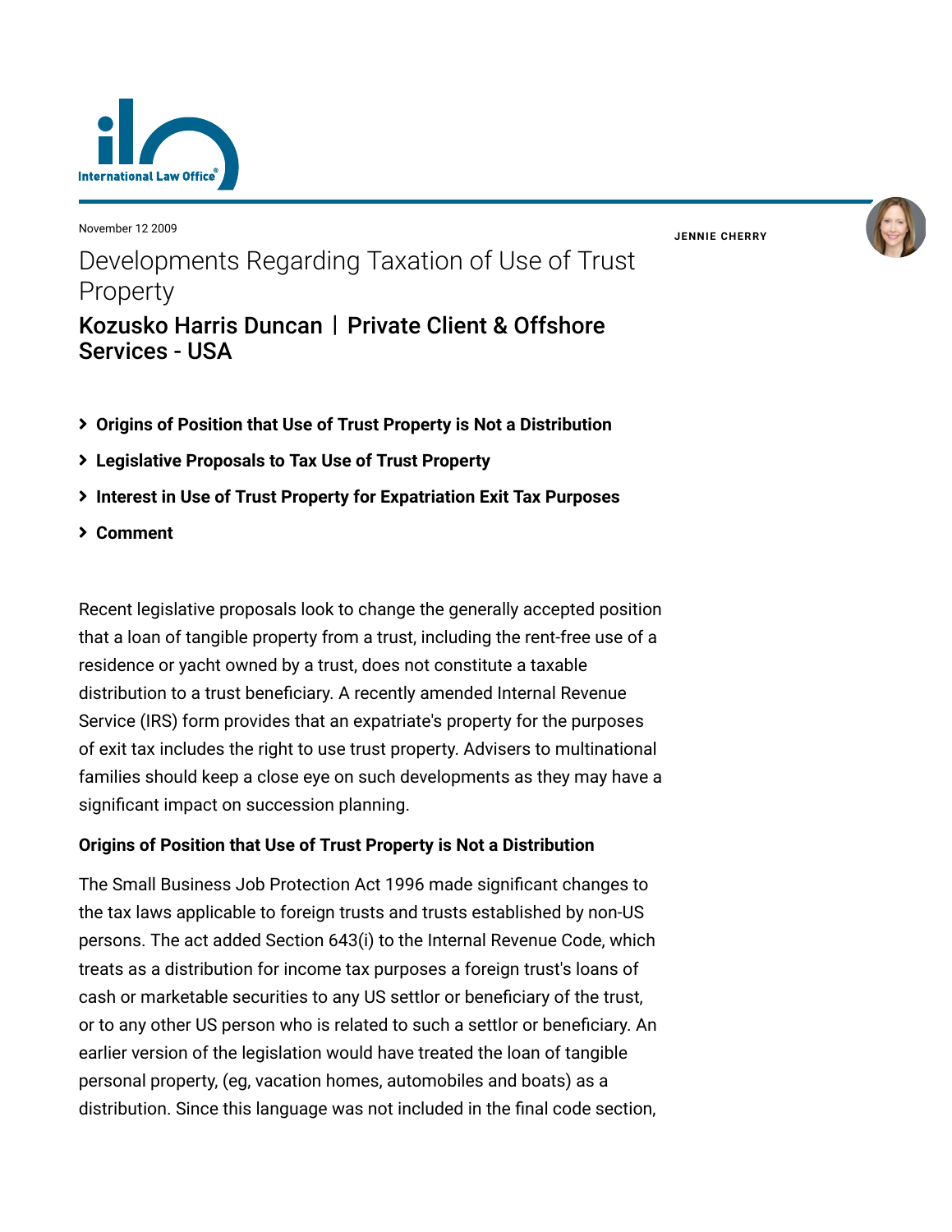November 12 2009

JENNIE CHERRY

# Developments Regarding Taxation of Use of Trust Property

## Kozusko Harris Duncan | Private Client & Offshore Services - USA

- Origins of Position that Use of Trust Property is Not a Distribution
- Legislative Proposals to Tax Use of Trust Property
- Interest in Use of Trust Property for Expatriation Exit Tax Purposes
- Comment

Recent legislative proposals look to change the generally accepted position that a loan of tangible property from a trust, including the rent-free use of a residence or yacht owned by a trust, does not constitute a taxable distribution to a trust beneficiary. A recently amended Internal Revenue Service (IRS) form provides that an expatriate's property for the purposes of exit tax includes the right to use trust property. Advisers to multinational families should keep a close eye on such developments as they may have a significant impact on succession planning.

**Origins of Position that Use of Trust Property is Not a Distribution**

The Small Business Job Protection Act 1996 made significant changes to the tax laws applicable to foreign trusts and trusts established by non-US persons. The act added Section 643(i) to the Internal Revenue Code, which treats as a distribution for income tax purposes a foreign trust's loans of cash or marketable securities to any US settlor or beneficiary of the trust, or to any other US person who is related to such a settlor or beneficiary. An earlier version of the legislation would have treated the loan of tangible personal property, (eg, vacation homes, automobiles and boats) as a distribution. Since this language was not included in the final code section,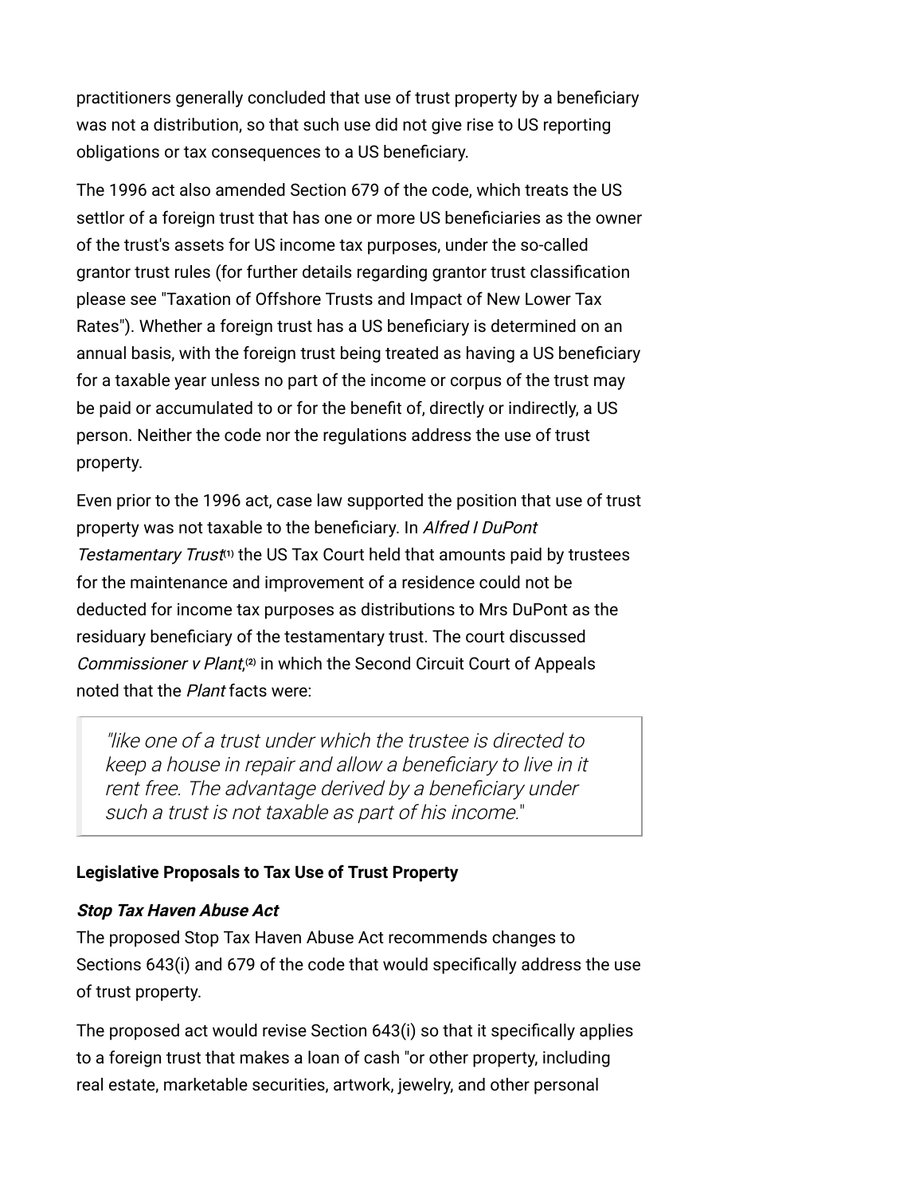practitioners generally concluded that use of trust property by a beneficiary was not a distribution, so that such use did not give rise to US reporting obligations or tax consequences to a US beneficiary.

The 1996 act also amended Section 679 of the code, which treats the US settlor of a foreign trust that has one or more US beneficiaries as the owner of the trust's assets for US income tax purposes, under the so-called grantor trust rules (for further details regarding grantor trust classification please see "Taxation of Offshore Trusts and Impact of New Lower Tax Rates"). Whether a foreign trust has a US beneficiary is determined on an annual basis, with the foreign trust being treated as having a US beneficiary for a taxable year unless no part of the income or corpus of the trust may be paid or accumulated to or for the benefit of, directly or indirectly, a US person. Neither the code nor the regulations address the use of trust property.

Even prior to the 1996 act, case law supported the position that use of trust property was not taxable to the beneficiary. In *Alfred I DuPont Testamentary Trust*[1] the US Tax Court held that amounts paid by trustees for the maintenance and improvement of a residence could not be deducted for income tax purposes as distributions to Mrs DuPont as the residuary beneficiary of the testamentary trust. The court discussed *Commissioner v Plant*,[2] in which the Second Circuit Court of Appeals noted that the *Plant* facts were:

> *"like one of a trust under which the trustee is directed to keep a house in repair and allow a beneficiary to live in it rent free. The advantage derived by a beneficiary under such a trust is not taxable as part of his income."*

**Legislative Proposals to Tax Use of Trust Property**

***Stop Tax Haven Abuse Act***

The proposed Stop Tax Haven Abuse Act recommends changes to Sections 643(i) and 679 of the code that would specifically address the use of trust property.

The proposed act would revise Section 643(i) so that it specifically applies to a foreign trust that makes a loan of cash "or other property, including real estate, marketable securities, artwork, jewelry, and other personal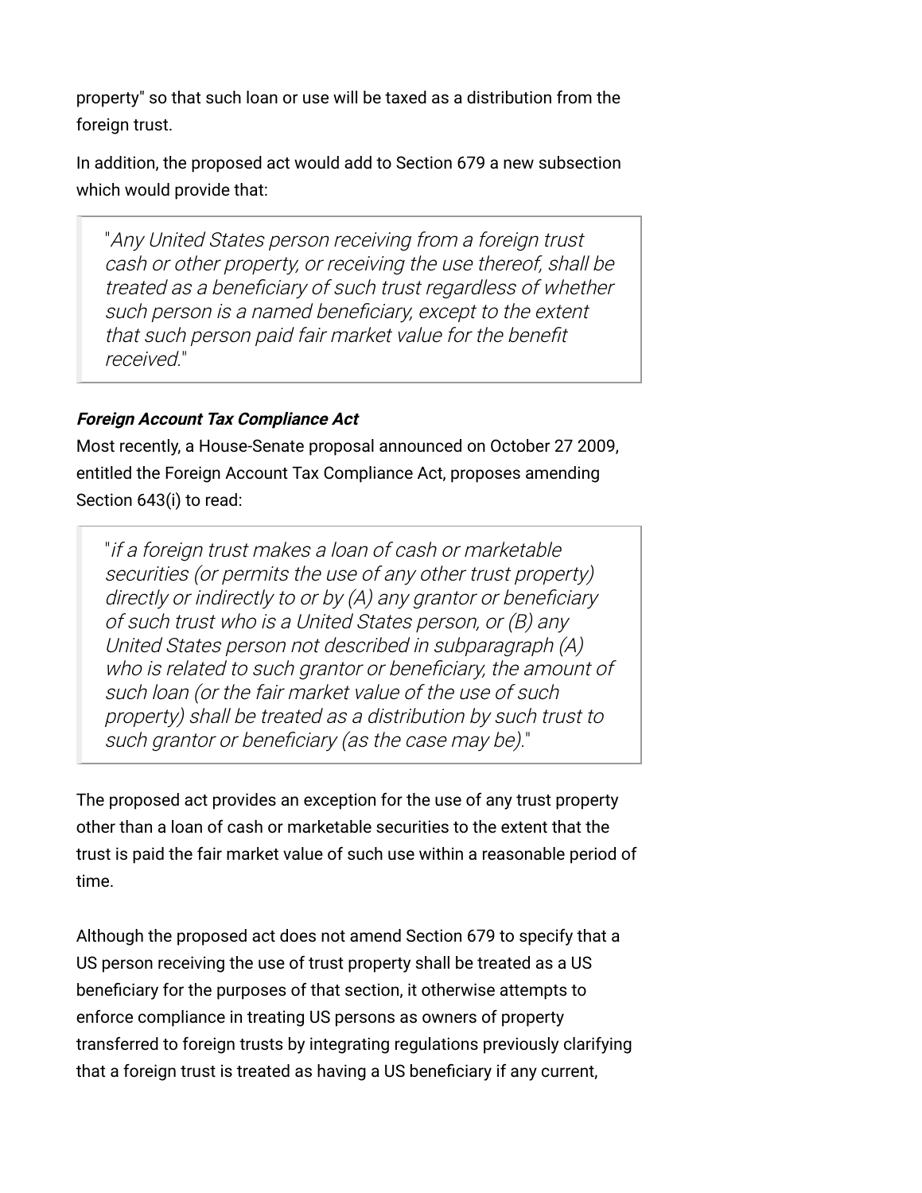property" so that such loan or use will be taxed as a distribution from the foreign trust.

In addition, the proposed act would add to Section 679 a new subsection which would provide that:

> "*Any United States person receiving from a foreign trust cash or other property, or receiving the use thereof, shall be treated as a beneficiary of such trust regardless of whether such person is a named beneficiary, except to the extent that such person paid fair market value for the benefit received.*"

***Foreign Account Tax Compliance Act***

Most recently, a House-Senate proposal announced on October 27 2009, entitled the Foreign Account Tax Compliance Act, proposes amending Section 643(i) to read:

> "*if a foreign trust makes a loan of cash or marketable securities (or permits the use of any other trust property) directly or indirectly to or by (A) any grantor or beneficiary of such trust who is a United States person, or (B) any United States person not described in subparagraph (A) who is related to such grantor or beneficiary, the amount of such loan (or the fair market value of the use of such property) shall be treated as a distribution by such trust to such grantor or beneficiary (as the case may be).*"

The proposed act provides an exception for the use of any trust property other than a loan of cash or marketable securities to the extent that the trust is paid the fair market value of such use within a reasonable period of time.

Although the proposed act does not amend Section 679 to specify that a US person receiving the use of trust property shall be treated as a US beneficiary for the purposes of that section, it otherwise attempts to enforce compliance in treating US persons as owners of property transferred to foreign trusts by integrating regulations previously clarifying that a foreign trust is treated as having a US beneficiary if any current,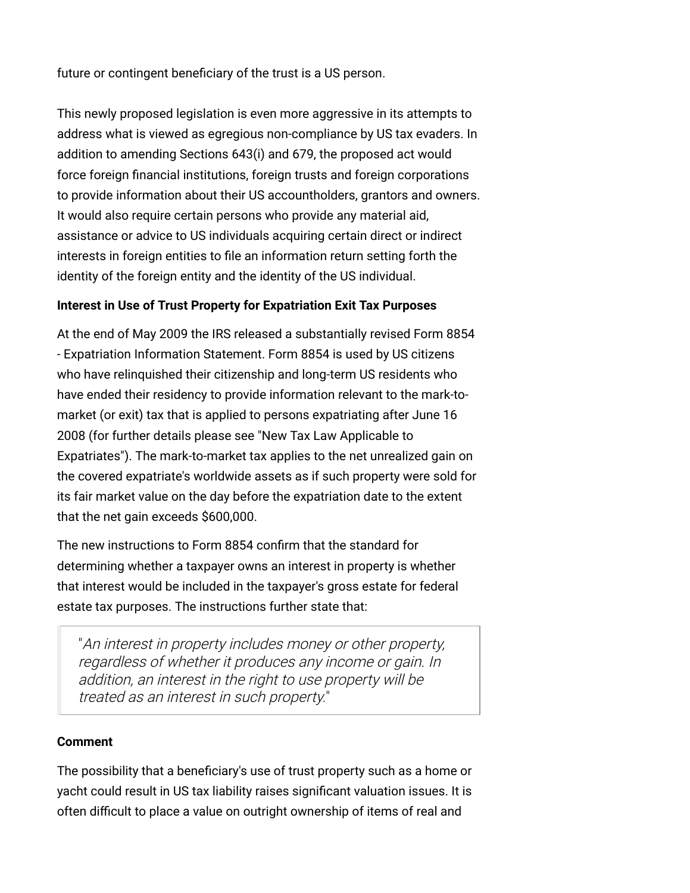future or contingent beneficiary of the trust is a US person.

This newly proposed legislation is even more aggressive in its attempts to address what is viewed as egregious non-compliance by US tax evaders. In addition to amending Sections 643(i) and 679, the proposed act would force foreign financial institutions, foreign trusts and foreign corporations to provide information about their US accountholders, grantors and owners. It would also require certain persons who provide any material aid, assistance or advice to US individuals acquiring certain direct or indirect interests in foreign entities to file an information return setting forth the identity of the foreign entity and the identity of the US individual.

**Interest in Use of Trust Property for Expatriation Exit Tax Purposes**

At the end of May 2009 the IRS released a substantially revised Form 8854 - Expatriation Information Statement. Form 8854 is used by US citizens who have relinquished their citizenship and long-term US residents who have ended their residency to provide information relevant to the mark-to-market (or exit) tax that is applied to persons expatriating after June 16 2008 (for further details please see "New Tax Law Applicable to Expatriates"). The mark-to-market tax applies to the net unrealized gain on the covered expatriate's worldwide assets as if such property were sold for its fair market value on the day before the expatriation date to the extent that the net gain exceeds $600,000.

The new instructions to Form 8854 confirm that the standard for determining whether a taxpayer owns an interest in property is whether that interest would be included in the taxpayer's gross estate for federal estate tax purposes. The instructions further state that:

> "*An interest in property includes money or other property, regardless of whether it produces any income or gain. In addition, an interest in the right to use property will be treated as an interest in such property.*"

**Comment**

The possibility that a beneficiary's use of trust property such as a home or yacht could result in US tax liability raises significant valuation issues. It is often difficult to place a value on outright ownership of items of real and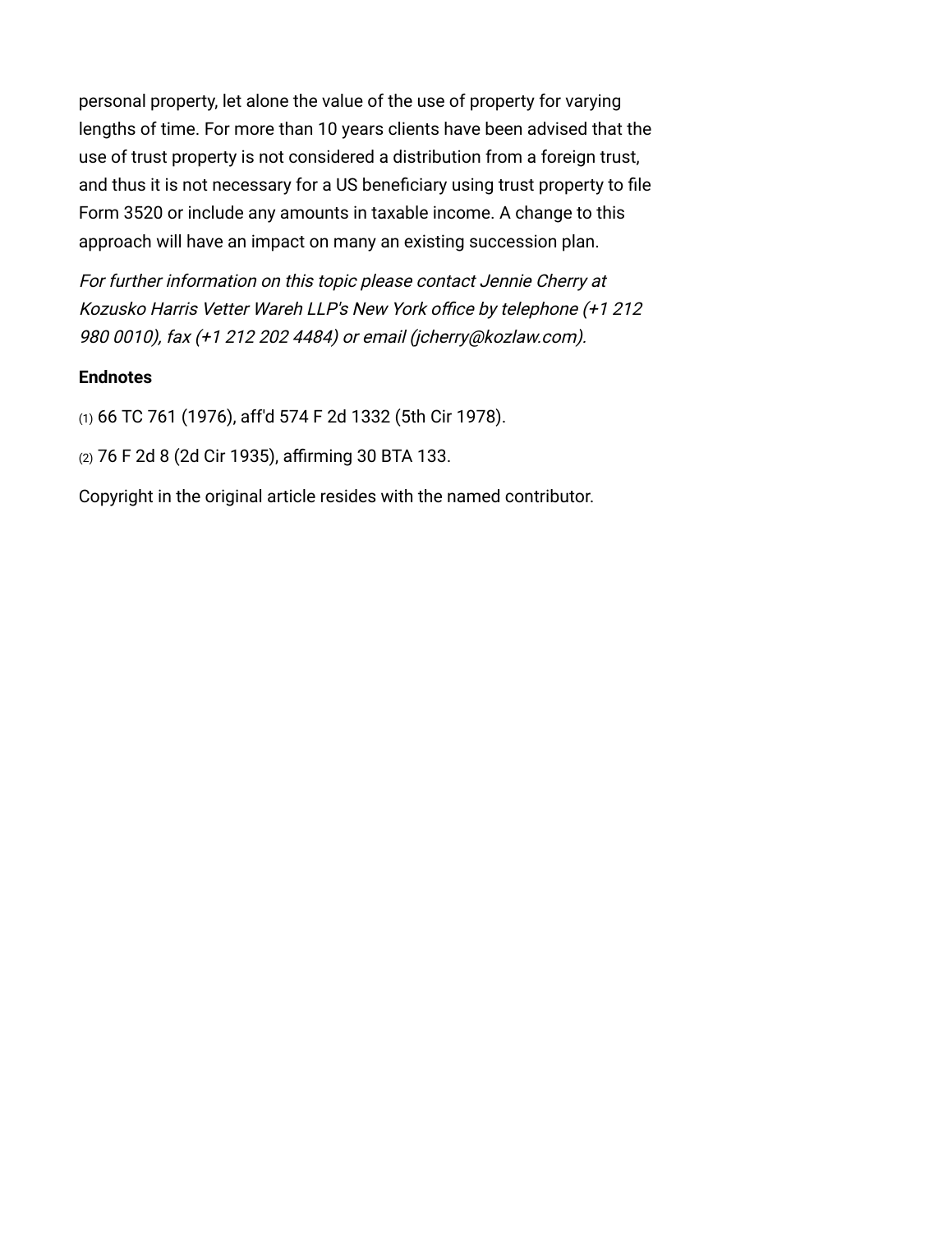personal property, let alone the value of the use of property for varying lengths of time. For more than 10 years clients have been advised that the use of trust property is not considered a distribution from a foreign trust, and thus it is not necessary for a US beneficiary using trust property to file Form 3520 or include any amounts in taxable income. A change to this approach will have an impact on many an existing succession plan.

*For further information on this topic please contact Jennie Cherry at Kozusko Harris Vetter Wareh LLP's New York office by telephone (+1 212 980 0010), fax (+1 212 202 4484) or email (jcherry@kozlaw.com).*

**Endnotes**

(1) 66 TC 761 (1976), aff'd 574 F 2d 1332 (5th Cir 1978).

(2) 76 F 2d 8 (2d Cir 1935), affirming 30 BTA 133.

Copyright in the original article resides with the named contributor.